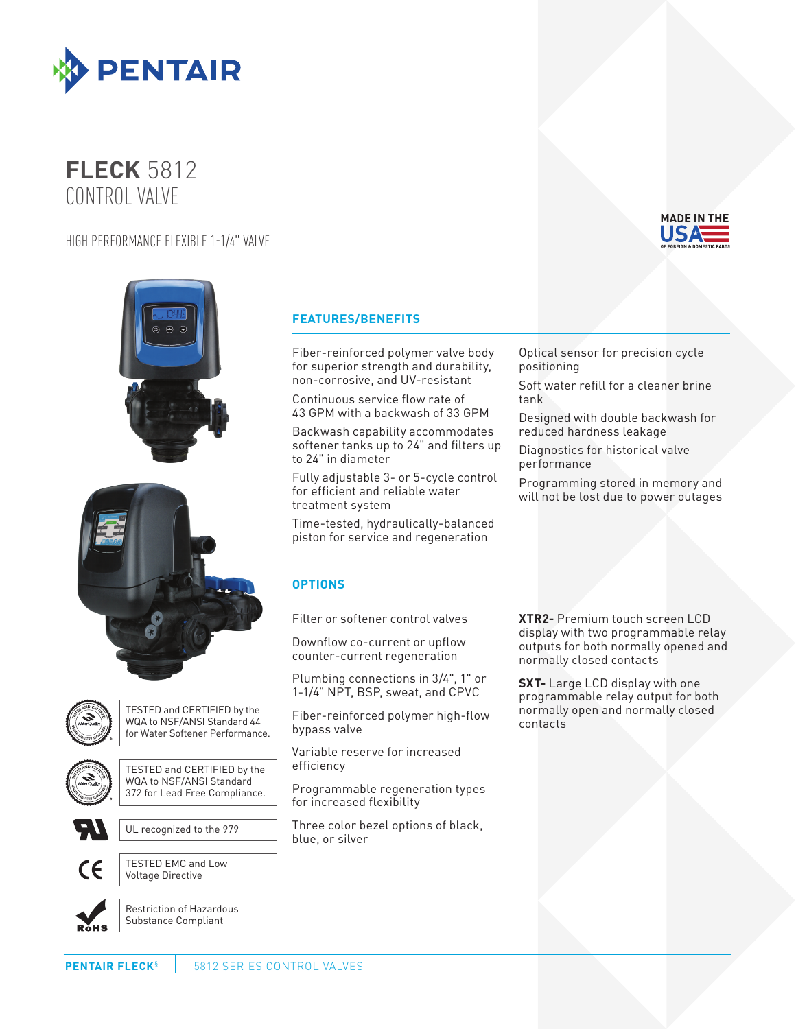# FLECK 5812 CONTROL VALVE

HIGH PERFORMANCE FLEXIBLE 1-1/4" VALVE

MADE IN THE USA OF FOREIGN & DOMESTIC PARTS

## FEATURES/BENEFITS

Fiber-reinforced polymer valve body for superior strength and durability, non-corrosive, and UV-resistant

Continuous service flow rate of 43 GPM with a backwash of 33 GPM

Backwash capability accommodates softener tanks up to 24" and filters up to 24" in diameter

Fully adjustable 3- or 5-cycle control for efficient and reliable water treatment system

Time-tested, hydraulically-balanced piston for service and regeneration

Optical sensor for precision cycle positioning

Soft water refill for a cleaner brine tank

Designed with double backwash for reduced hardness leakage

Diagnostics for historical valve performance

Programming stored in memory and will not be lost due to power outages

## OPTIONS

Filter or softener control valves

Downflow co-current or upflow counter-current regeneration

Plumbing connections in 3/4", 1" or 1-1/4" NPT, BSP, sweat, and CPVC

Fiber-reinforced polymer high-flow bypass valve

Variable reserve for increased efficiency

Programmable regeneration types for increased flexibility

Three color bezel options of black, blue, or silver

**XTR2-** Premium touch screen LCD display with two programmable relay outputs for both normally opened and normally closed contacts

**SXT-** Large LCD display with one programmable relay output for both normally open and normally closed contacts

---

TESTED and CERTIFIED by the WQA to NSF/ANSI Standard 44 for Water Softener Performance.

TESTED and CERTIFIED by the WQA to NSF/ANSI Standard 372 for Lead Free Compliance.

UL recognized to the 979

TESTED EMC and Low Voltage Directive

Restriction of Hazardous Substance Compliant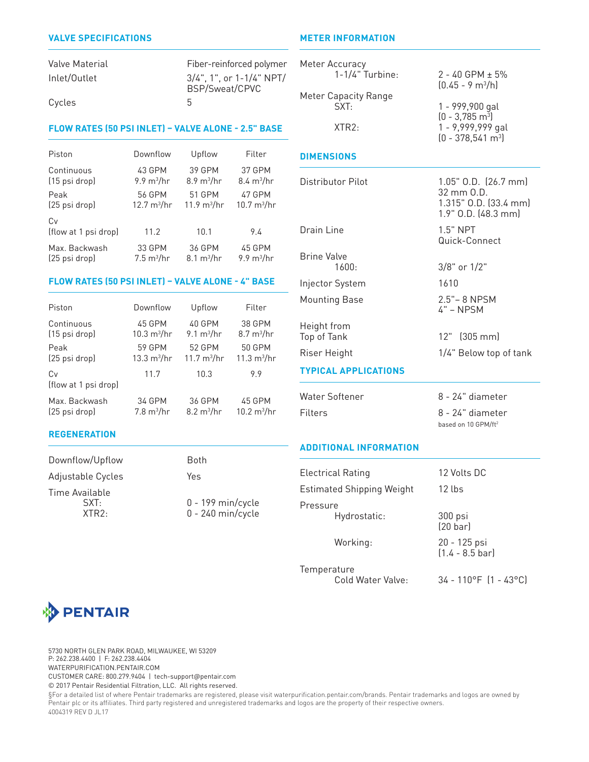## VALVE SPECIFICATIONS

| | |
|---|---|
| Valve Material | Fiber-reinforced polymer |
| Inlet/Outlet | 3/4", 1", or 1-1/4" NPT/ BSP/Sweat/CPVC |
| Cycles | 5 |

## FLOW RATES (50 PSI INLET) – VALVE ALONE - 2.5" BASE

| Piston | Downflow | Upflow | Filter |
|---|---|---|---|
| Continuous (15 psi drop) | 43 GPM 9.9 $m^3$/hr | 39 GPM 8.9 $m^3$/hr | 37 GPM 8.4 $m^3$/hr |
| Peak (25 psi drop) | 56 GPM 12.7 $m^3$/hr | 51 GPM 11.9 $m^3$/hr | 47 GPM 10.7 $m^3$/hr |
| Cv (flow at 1 psi drop) | 11.2 | 10.1 | 9.4 |
| Max. Backwash (25 psi drop) | 33 GPM 7.5 $m^3$/hr | 36 GPM 8.1 $m^3$/hr | 45 GPM 9.9 $m^3$/hr |

## FLOW RATES (50 PSI INLET) – VALVE ALONE - 4" BASE

| Piston | Downflow | Upflow | Filter |
|---|---|---|---|
| Continuous (15 psi drop) | 45 GPM 10.3 $m^3$/hr | 40 GPM 9.1 $m^3$/hr | 38 GPM 8.7 $m^3$/hr |
| Peak (25 psi drop) | 59 GPM 13.3 $m^3$/hr | 52 GPM 11.7 $m^3$/hr | 50 GPM 11.3 $m^3$/hr |
| Cv (flow at 1 psi drop) | 11.7 | 10.3 | 9.9 |
| Max. Backwash (25 psi drop) | 34 GPM 7.8 $m^3$/hr | 36 GPM 8.2 $m^3$/hr | 45 GPM 10.2 $m^3$/hr |

## REGENERATION

| | |
|---|---|
| Downflow/Upflow | Both |
| Adjustable Cycles | Yes |
| Time Available SXT: | 0 - 199 min/cycle |
| XTR2: | 0 - 240 min/cycle |

## METER INFORMATION

| | |
|---|---|
| Meter Accuracy 1-1/4" Turbine: | 2 - 40 GPM ± 5% (0.45 - 9 $m^3$/h) |
| Meter Capacity Range SXT: | 1 - 999,900 gal (0 - 3,785 $m^3$) |
| XTR2: | 1 - 9,999,999 gal (0 - 378,541 $m^3$) |

## DIMENSIONS

| | |
|---|---|
| Distributor Pilot | 1.05" O.D. (26.7 mm) 32 mm O.D. 1.315" O.D. (33.4 mm) 1.9" O.D. (48.3 mm) |
| Drain Line | 1.5" NPT Quick-Connect |
| Brine Valve 1600: | 3/8" or 1/2" |
| Injector System | 1610 |
| Mounting Base | 2.5"– 8 NPSM 4" – NPSM |
| Height from Top of Tank | 12" (305 mm) |
| Riser Height | 1/4" Below top of tank |

## TYPICAL APPLICATIONS

| | |
|---|---|
| Water Softener | 8 - 24" diameter |
| Filters | 8 - 24" diameter based on 10 GPM/$ft^2$ |

## ADDITIONAL INFORMATION

| | |
|---|---|
| Electrical Rating | 12 Volts DC |
| Estimated Shipping Weight | 12 lbs |
| Pressure Hydrostatic: | 300 psi (20 bar) |
| Working: | 20 - 125 psi (1.4 - 8.5 bar) |
| Temperature Cold Water Valve: | 34 - 110°F (1 - 43°C) |

PENTAIR

5730 NORTH GLEN PARK ROAD, MILWAUKEE, WI 53209
P: 262.238.4400 | F: 262.238.4404
WATERPURIFICATION.PENTAIR.COM
CUSTOMER CARE: 800.279.9404 | tech-support@pentair.com
© 2017 Pentair Residential Filtration, LLC. All rights reserved.
§For a detailed list of where Pentair trademarks are registered, please visit waterpurification.pentair.com/brands. Pentair trademarks and logos are owned by Pentair plc or its affiliates. Third party registered and unregistered trademarks and logos are the property of their respective owners.
4004319 REV D JL17